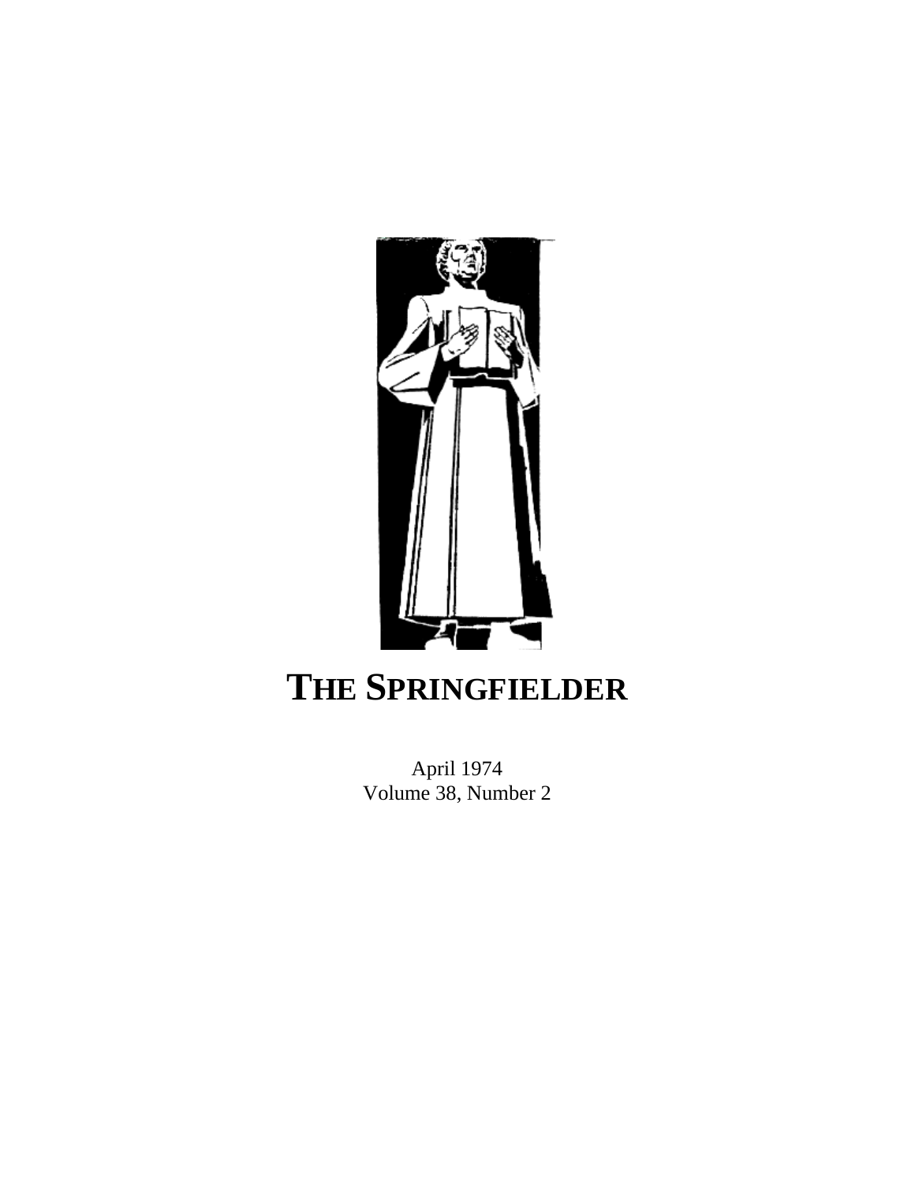# THE SPRINGFIELDER

April 1974
Volume 38, Number 2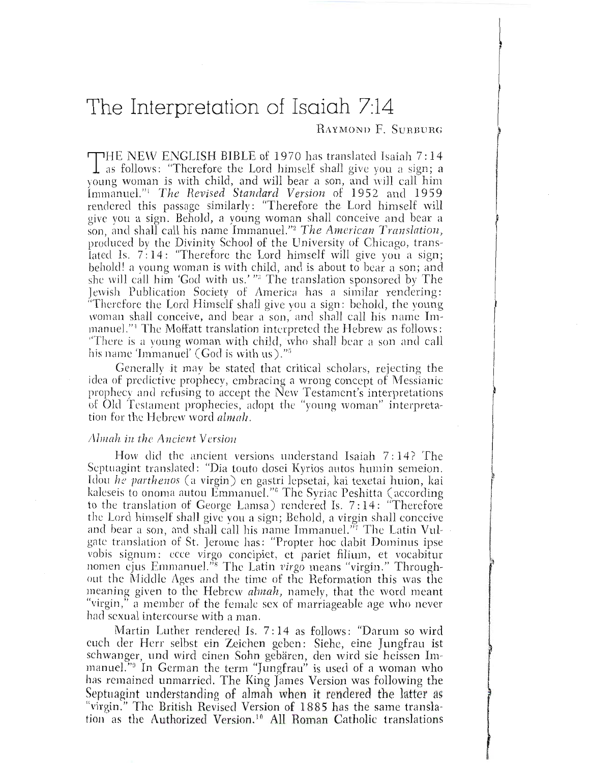# The Interpretation of Isaiah 7:14

RAYMOND F. SURBURG

THE NEW ENGLISH BIBLE of 1970 has translated Isaiah 7:14 as follows: "Therefore the Lord himself shall give you a sign; a young woman is with child, and will bear a son, and will call him Immanuel."[1] *The Revised Standard Version* of 1952 and 1959 rendered this passage similarly: "Therefore the Lord himself will give you a sign. Behold, a young woman shall conceive and bear a son, and shall call his name Immanuel."[2] *The American Translation,* produced by the Divinity School of the University of Chicago, translated Is. 7:14: "Therefore the Lord himself will give you a sign; behold! a young woman is with child, and is about to bear a son; and she will call him 'God with us.'"[3] The translation sponsored by The Jewish Publication Society of America has a similar rendering: "Therefore the Lord Himself shall give you a sign: behold, the young woman shall conceive, and bear a son, and shall call his name Immanuel."[4] The Moffatt translation interpreted the Hebrew as follows: "There is a young woman with child, who shall bear a son and call his name 'Immanuel' (God is with us)."[5]

Generally it may be stated that critical scholars, rejecting the idea of predictive prophecy, embracing a wrong concept of Messianic prophecy and refusing to accept the New Testament's interpretations of Old Testament prophecies, adopt the "young woman" interpretation for the Hebrew word *almah.*

### *Almah in the Ancient Version*

How did the ancient versions understand Isaiah 7:14? The Septuagint translated: "Dia touto dosei Kyrios autos humin semeion. Idou *he parthenos* (a virgin) en gastri lepsetai, kai texetai huion, kai kaleseis to onoma autou Emmanuel."[6] The Syriac Peshitta (according to the translation of George Lamsa) rendered Is. 7:14: "Therefore the Lord himself shall give you a sign; Behold, a virgin shall conceive and bear a son, and shall call his name Immanuel."[7] The Latin Vulgate translation of St. Jerome has: "Propter hoc dabit Dominus ipse vobis signum: ecce virgo concipiet, et pariet filium, et vocabitur nomen ejus Emmanuel."[8] The Latin *virgo* means "virgin." Throughout the Middle Ages and the time of the Reformation this was the meaning given to the Hebrew *almah,* namely, that the word meant "virgin," a member of the female sex of marriageable age who never had sexual intercourse with a man.

Martin Luther rendered Is. 7:14 as follows: "Darum so wird euch der Herr selbst ein Zeichen geben: Siehe, eine Jungfrau ist schwanger, und wird einen Sohn gebären, den wird sie heissen Immanuel."[9] In German the term "Jungfrau" is used of a woman who has remained unmarried. The King James Version was following the Septuagint understanding of almah when it rendered the latter as "virgin." The British Revised Version of 1885 has the same translation as the Authorized Version.[10] All Roman Catholic translations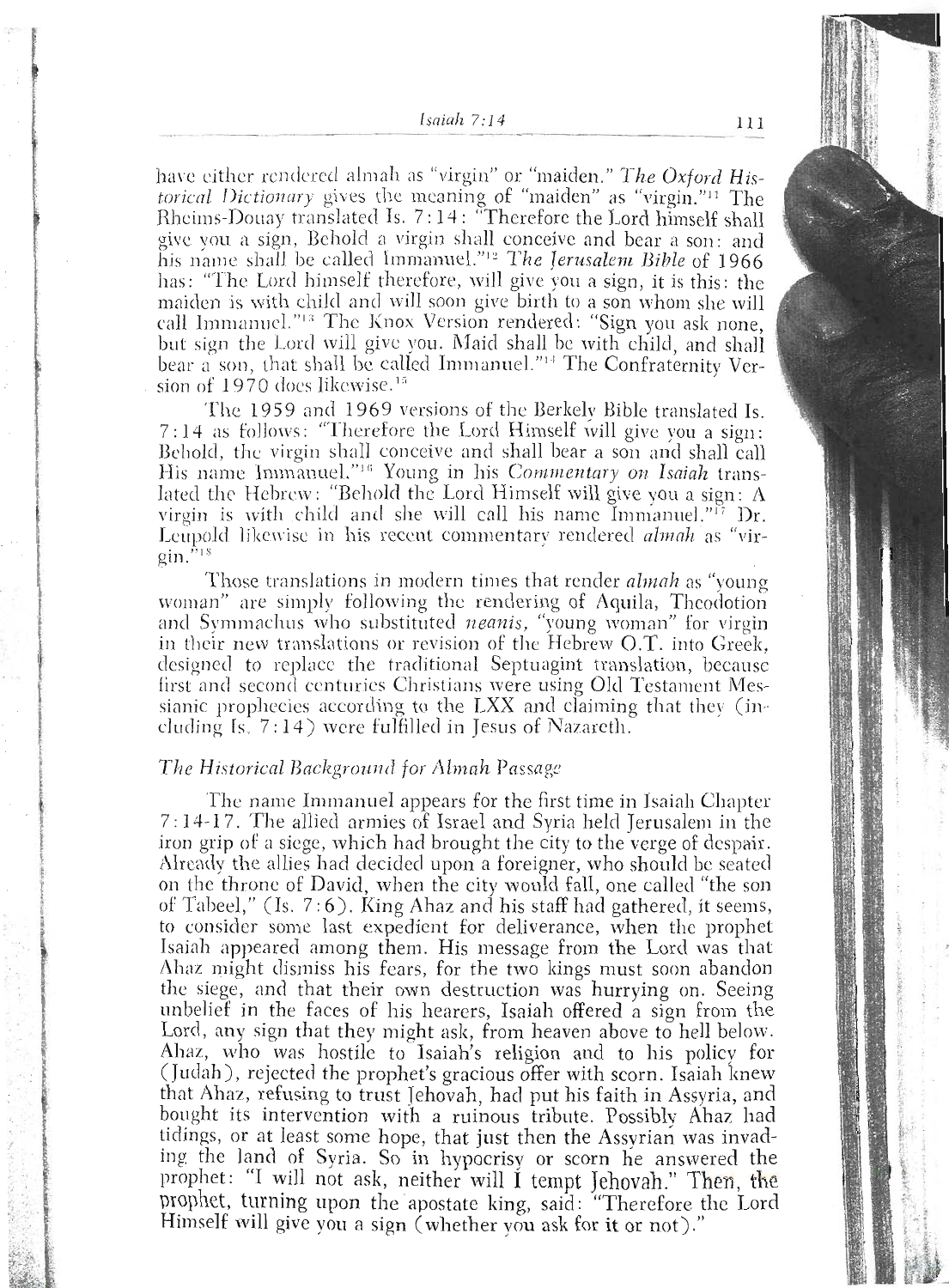have either rendered almah as "virgin" or "maiden." *The Oxford Historical Dictionary* gives the meaning of "maiden" as "virgin."[11] The Rheims-Douay translated Is. 7:14: "Therefore the Lord himself shall give you a sign, Behold a virgin shall conceive and bear a son: and his name shall be called Immanuel."[12] *The Jerusalem Bible* of 1966 has: "The Lord himself therefore, will give you a sign, it is this: the maiden is with child and will soon give birth to a son whom she will call Immanuel."[13] The Knox Version rendered: "Sign you ask none, but sign the Lord will give you. Maid shall be with child, and shall bear a son, that shall be called Immanuel."[14] The Confraternity Version of 1970 does likewise.[15]

The 1959 and 1969 versions of the Berkely Bible translated Is. 7:14 as follows: "Therefore the Lord Himself will give you a sign: Behold, the virgin shall conceive and shall bear a son and shall call His name Immanuel."[16] Young in his *Commentary on Isaiah* translated the Hebrew: "Behold the Lord Himself will give you a sign: A virgin is with child and she will call his name Immanuel."[17] Dr. Leupold likewise in his recent commentary rendered *almah* as "virgin."[18]

Those translations in modern times that render *almah* as "young woman" are simply following the rendering of Aquila, Theodotion and Symmachus who substituted *neanis*, "young woman" for virgin in their new translations or revision of the Hebrew O.T. into Greek, designed to replace the traditional Septuagint translation, because first and second centuries Christians were using Old Testament Messianic prophecies according to the LXX and claiming that they (including Is. 7:14) were fulfilled in Jesus of Nazareth.

### *The Historical Background for Almah Passage*

The name Immanuel appears for the first time in Isaiah Chapter 7:14-17. The allied armies of Israel and Syria held Jerusalem in the iron grip of a siege, which had brought the city to the verge of despair. Already the allies had decided upon a foreigner, who should be seated on the throne of David, when the city would fall, one called "the son of Tabeel," (Is. 7:6). King Ahaz and his staff had gathered, it seems, to consider some last expedient for deliverance, when the prophet Isaiah appeared among them. His message from the Lord was that Ahaz might dismiss his fears, for the two kings must soon abandon the siege, and that their own destruction was hurrying on. Seeing unbelief in the faces of his hearers, Isaiah offered a sign from the Lord, any sign that they might ask, from heaven above to hell below. Ahaz, who was hostile to Isaiah's religion and to his policy for (Judah), rejected the prophet's gracious offer with scorn. Isaiah knew that Ahaz, refusing to trust Jehovah, had put his faith in Assyria, and bought its intervention with a ruinous tribute. Possibly Ahaz had tidings, or at least some hope, that just then the Assyrian was invading the land of Syria. So in hypocrisy or scorn he answered the prophet: "I will not ask, neither will I tempt Jehovah." Then, the prophet, turning upon the apostate king, said: "Therefore the Lord Himself will give you a sign (whether you ask for it or not)."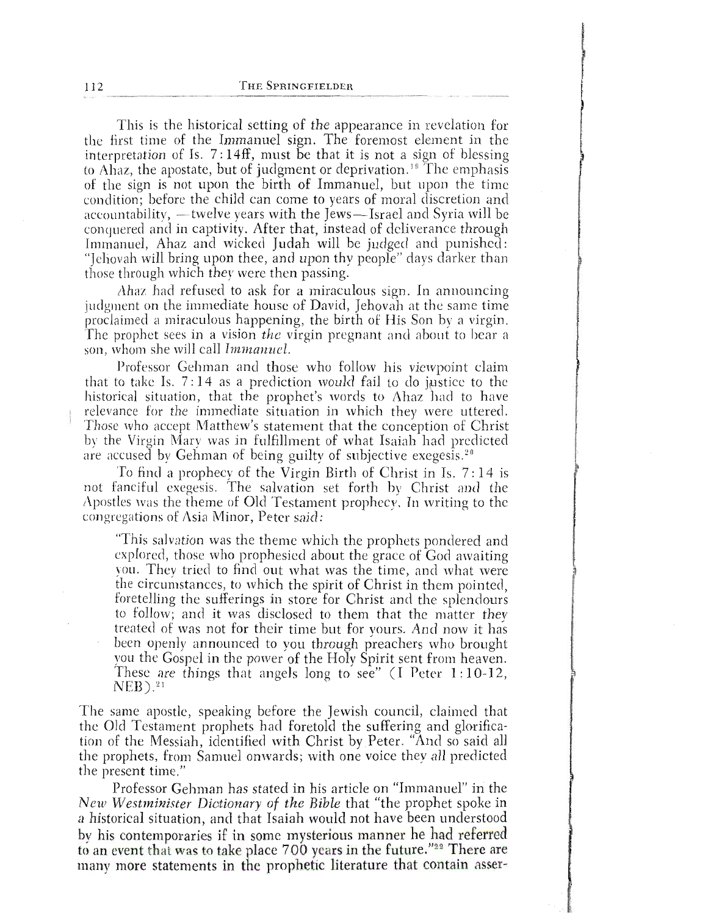This is the historical setting of the appearance in revelation for the first time of the Immanuel sign. The foremost element in the interpretation of Is. 7:14ff, must be that it is not a sign of blessing to Ahaz, the apostate, but of judgment or deprivation.[19] The emphasis of the sign is not upon the birth of Immanuel, but upon the time condition; before the child can come to years of moral discretion and accountability, —twelve years with the Jews—Israel and Syria will be conquered and in captivity. After that, instead of deliverance through Immanuel, Ahaz and wicked Judah will be judged and punished: "Jehovah will bring upon thee, and upon thy people" days darker than those through which they were then passing.

Ahaz had refused to ask for a miraculous sign. In announcing judgment on the immediate house of David, Jehovah at the same time proclaimed a miraculous happening, the birth of His Son by a virgin. The prophet sees in a vision *the* virgin pregnant and about to bear a son, whom she will call *Immanuel*.

Professor Gehman and those who follow his viewpoint claim that to take Is. 7:14 as a prediction would fail to do justice to the historical situation, that the prophet's words to Ahaz had to have relevance for the immediate situation in which they were uttered. Those who accept Matthew's statement that the conception of Christ by the Virgin Mary was in fulfillment of what Isaiah had predicted are accused by Gehman of being guilty of subjective exegesis.[20]

To find a prophecy of the Virgin Birth of Christ in Is. 7:14 is not fanciful exegesis. The salvation set forth by Christ and the Apostles was the theme of Old Testament prophecy. In writing to the congregations of Asia Minor, Peter said:

> "This salvation was the theme which the prophets pondered and explored, those who prophesied about the grace of God awaiting you. They tried to find out what was the time, and what were the circumstances, to which the spirit of Christ in them pointed, foretelling the sufferings in store for Christ and the splendours to follow; and it was disclosed to them that the matter they treated of was not for their time but for yours. And now it has been openly announced to you through preachers who brought you the Gospel in the power of the Holy Spirit sent from heaven. These are things that angels long to see" (I Peter 1:10-12, NEB).[21]

The same apostle, speaking before the Jewish council, claimed that the Old Testament prophets had foretold the suffering and glorification of the Messiah, identified with Christ by Peter. "And so said all the prophets, from Samuel onwards; with one voice they all predicted the present time."

Professor Gehman has stated in his article on "Immanuel" in the *New Westminister Dictionary of the Bible* that "the prophet spoke in a historical situation, and that Isaiah would not have been understood by his contemporaries if in some mysterious manner he had referred to an event that was to take place 700 years in the future."[22] There are many more statements in the prophetic literature that contain asser-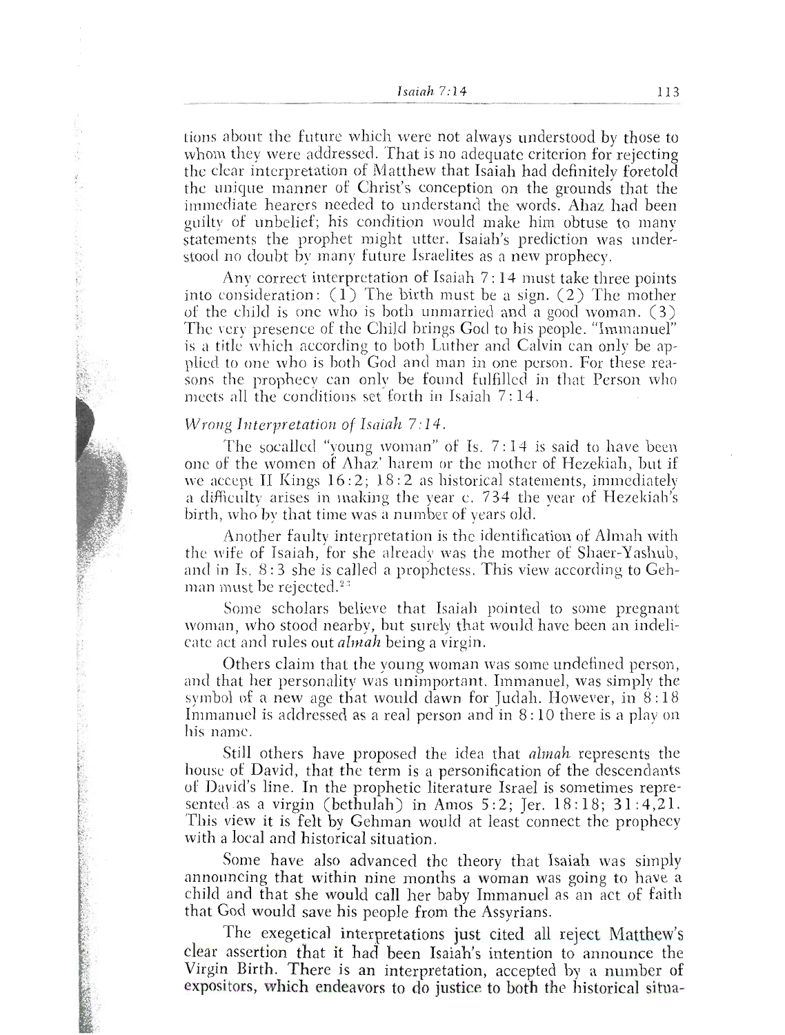tions about the future which were not always understood by those to whom they were addressed. That is no adequate criterion for rejecting the clear interpretation of Matthew that Isaiah had definitely foretold the unique manner of Christ's conception on the grounds that the immediate hearers needed to understand the words. Ahaz had been guilty of unbelief; his condition would make him obtuse to many statements the prophet might utter. Isaiah's prediction was understood no doubt by many future Israelites as a new prophecy.

Any correct interpretation of Isaiah 7:14 must take three points into consideration: (1) The birth must be a sign. (2) The mother of the child is one who is both unmarried and a good woman. (3) The very presence of the Child brings God to his people. "Immanuel" is a title which according to both Luther and Calvin can only be applied to one who is both God and man in one person. For these reasons the prophecy can only be found fulfilled in that Person who meets all the conditions set forth in Isaiah 7:14.

*Wrong Interpretation of Isaiah 7:14.*

The socalled "young woman" of Is. 7:14 is said to have been one of the women of Ahaz' harem or the mother of Hezekiah, but if we accept II Kings 16:2; 18:2 as historical statements, immediately a difficulty arises in making the year c. 734 the year of Hezekiah's birth, who by that time was a number of years old.

Another faulty interpretation is the identification of Almah with the wife of Isaiah, for she already was the mother of Shaer-Yashub, and in Is. 8:3 she is called a prophetess. This view according to Gehman must be rejected.[23]

Some scholars believe that Isaiah pointed to some pregnant woman, who stood nearby, but surely that would have been an indelicate act and rules out *almah* being a virgin.

Others claim that the young woman was some undefined person, and that her personality was unimportant. Immanuel, was simply the symbol of a new age that would dawn for Judah. However, in 8:18 Immanuel is addressed as a real person and in 8:10 there is a play on his name.

Still others have proposed the idea that *almah* represents the house of David, that the term is a personification of the descendants of David's line. In the prophetic literature Israel is sometimes represented as a virgin (bethulah) in Amos 5:2; Jer. 18:18; 31:4,21. This view it is felt by Gehman would at least connect the prophecy with a local and historical situation.

Some have also advanced the theory that Isaiah was simply announcing that within nine months a woman was going to have a child and that she would call her baby Immanuel as an act of faith that God would save his people from the Assyrians.

The exegetical interpretations just cited all reject Matthew's clear assertion that it had been Isaiah's intention to announce the Virgin Birth. There is an interpretation, accepted by a number of expositors, which endeavors to do justice to both the historical situa-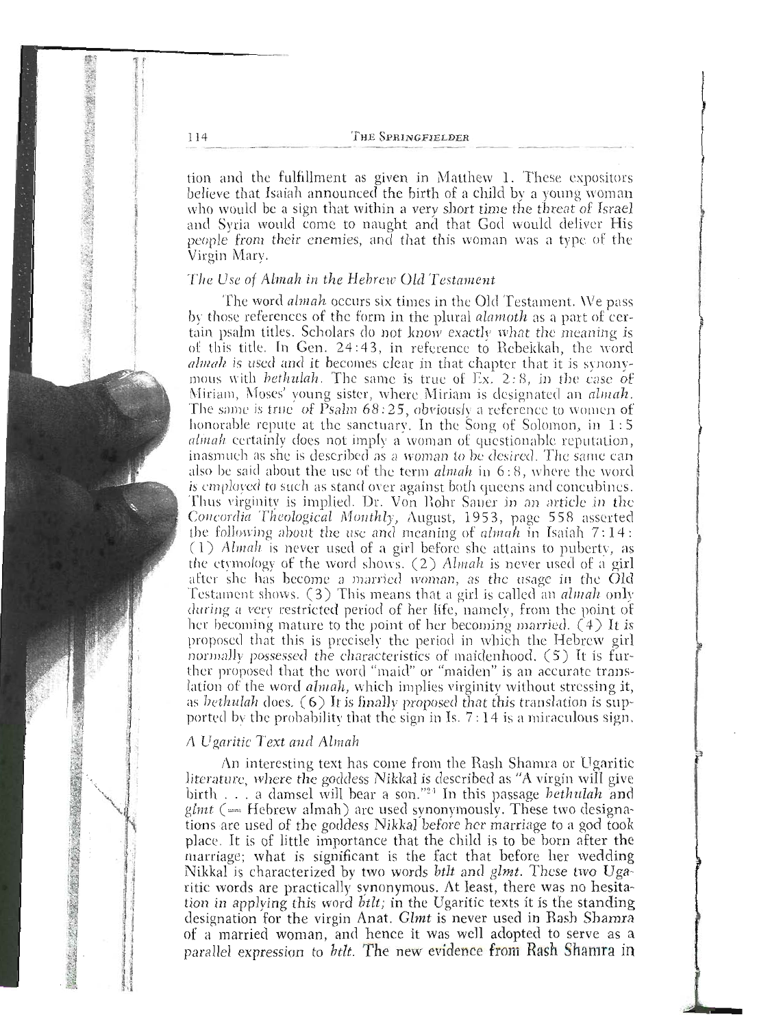tion and the fulfillment as given in Matthew 1. These expositors believe that Isaiah announced the birth of a child by a young woman who would be a sign that within a very short time the threat of Israel and Syria would come to naught and that God would deliver His people from their enemies, and that this woman was a type of the Virgin Mary.

### *The Use of Almah in the Hebrew Old Testament*

The word *almah* occurs six times in the Old Testament. We pass by those references of the form in the plural *alamoth* as a part of certain psalm titles. Scholars do not know exactly what the meaning is of this title. In Gen. 24:43, in reference to Rebekkah, the word *almah* is used and it becomes clear in that chapter that it is synonymous with *bethulah*. The same is true of Ex. 2:8, in the case of Miriam, Moses' young sister, where Miriam is designated an *almah*. The same is true of Psalm 68:25, obviously a reference to women of honorable repute at the sanctuary. In the Song of Solomon, in 1:5 *almah* certainly does not imply a woman of questionable reputation, inasmuch as she is described as a woman to be desired. The same can also be said about the use of the term *almah* in 6:8, where the word is employed to such as stand over against both queens and concubines. Thus virginity is implied. Dr. Von Rohr Sauer in an article in the *Concordia Theological Monthly*, August, 1953, page 558 asserted the following about the use and meaning of *almah* in Isaiah 7:14: (1) *Almah* is never used of a girl before she attains to puberty, as the etymology of the word shows. (2) *Almah* is never used of a girl after she has become a married woman, as the usage in the Old Testament shows. (3) This means that a girl is called an *almah* only during a very restricted period of her life, namely, from the point of her becoming mature to the point of her becoming married. (4) It is proposed that this is precisely the period in which the Hebrew girl normally possessed the characteristics of maidenhood. (5) It is further proposed that the word "maid" or "maiden" is an accurate translation of the word *almah*, which implies virginity without stressing it, as *bethulah* does. (6) It is finally proposed that this translation is supported by the probability that the sign in Is. 7:14 is a miraculous sign.

### *A Ugaritic Text and Almah*

An interesting text has come from the Rash Shamra or Ugaritic literature, where the goddess Nikkal is described as "A virgin will give birth . . . a damsel will bear a son."[21] In this passage *bethulah* and *glmt* (= Hebrew almah) are used synonymously. These two designations are used of the goddess Nikkal before her marriage to a god took place. It is of little importance that the child is to be born after the marriage; what is significant is the fact that before her wedding Nikkal is characterized by two words *btlt* and *glmt*. These two Ugaritic words are practically synonymous. At least, there was no hesitation in applying this word *btlt*; in the Ugaritic texts it is the standing designation for the virgin Anat. *Glmt* is never used in Rash Shamra of a married woman, and hence it was well adopted to serve as a parallel expression to *btlt*. The new evidence from Rash Shamra in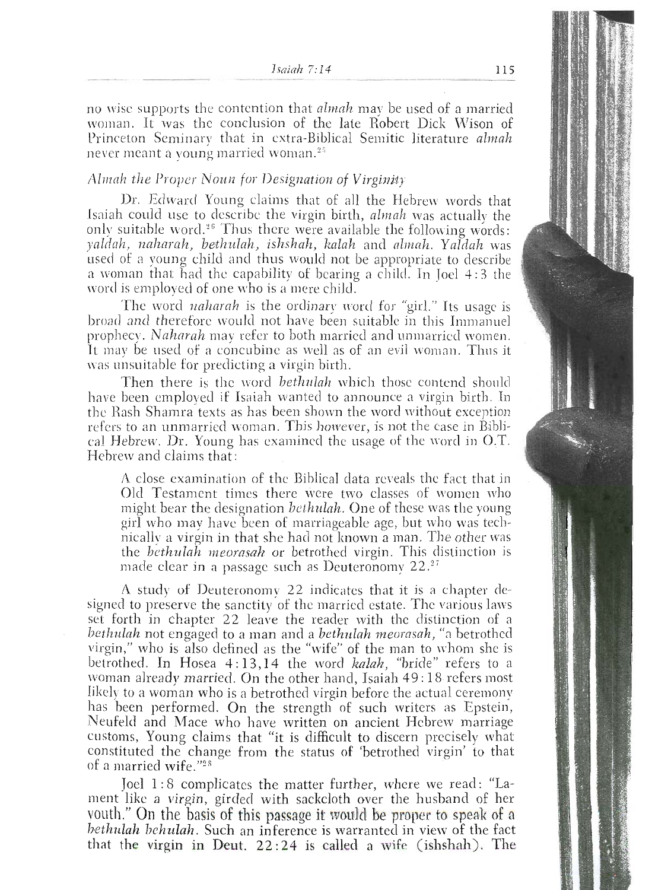no wise supports the contention that *almah* may be used of a married woman. It was the conclusion of the late Robert Dick Wison of Princeton Seminary that in extra-Biblical Semitic literature *almah* never meant a young married woman.[25]

### *Almah the Proper Noun for Designation of Virginity*

Dr. Edward Young claims that of all the Hebrew words that Isaiah could use to describe the virgin birth, *almah* was actually the only suitable word.[26] Thus there were available the following words: *yaldah, naharah, bethulah, ishshah, kalah* and *almah*. *Yaldah* was used of a young child and thus would not be appropriate to describe a woman that had the capability of bearing a child. In Joel 4:3 the word is employed of one who is a mere child.

The word *naharah* is the ordinary word for "girl." Its usage is broad and therefore would not have been suitable in this Immanuel prophecy. *Naharah* may refer to both married and unmarried women. It may be used of a concubine as well as of an evil woman. Thus it was unsuitable for predicting a virgin birth.

Then there is the word *bethulah* which those contend should have been employed if Isaiah wanted to announce a virgin birth. In the Rash Shamra texts as has been shown the word without exception refers to an unmarried woman. This however, is not the case in Biblical Hebrew. Dr. Young has examined the usage of the word in O.T. Hebrew and claims that:

> A close examination of the Biblical data reveals the fact that in Old Testament times there were two classes of women who might bear the designation *bethulah*. One of these was the young girl who may have been of marriageable age, but who was technically a virgin in that she had not known a man. The other was the *bethulah meorasah* or betrothed virgin. This distinction is made clear in a passage such as Deuteronomy 22.[27]

A study of Deuteronomy 22 indicates that it is a chapter designed to preserve the sanctity of the married estate. The various laws set forth in chapter 22 leave the reader with the distinction of a *bethulah* not engaged to a man and a *bethulah meorasah*, "a betrothed virgin," who is also defined as the "wife" of the man to whom she is betrothed. In Hosea 4:13,14 the word *kalah*, "bride" refers to a woman already married. On the other hand, Isaiah 49:18 refers most likely to a woman who is a betrothed virgin before the actual ceremony has been performed. On the strength of such writers as Epstein, Neufeld and Mace who have written on ancient Hebrew marriage customs, Young claims that "it is difficult to discern precisely what constituted the change from the status of 'betrothed virgin' to that of a married wife."[28]

Joel 1:8 complicates the matter further, where we read: "Lament like a virgin, girded with sackcloth over the husband of her youth." On the basis of this passage it would be proper to speak of a *bethulah behulah*. Such an inference is warranted in view of the fact that the virgin in Deut. 22:24 is called a wife (ishshah). The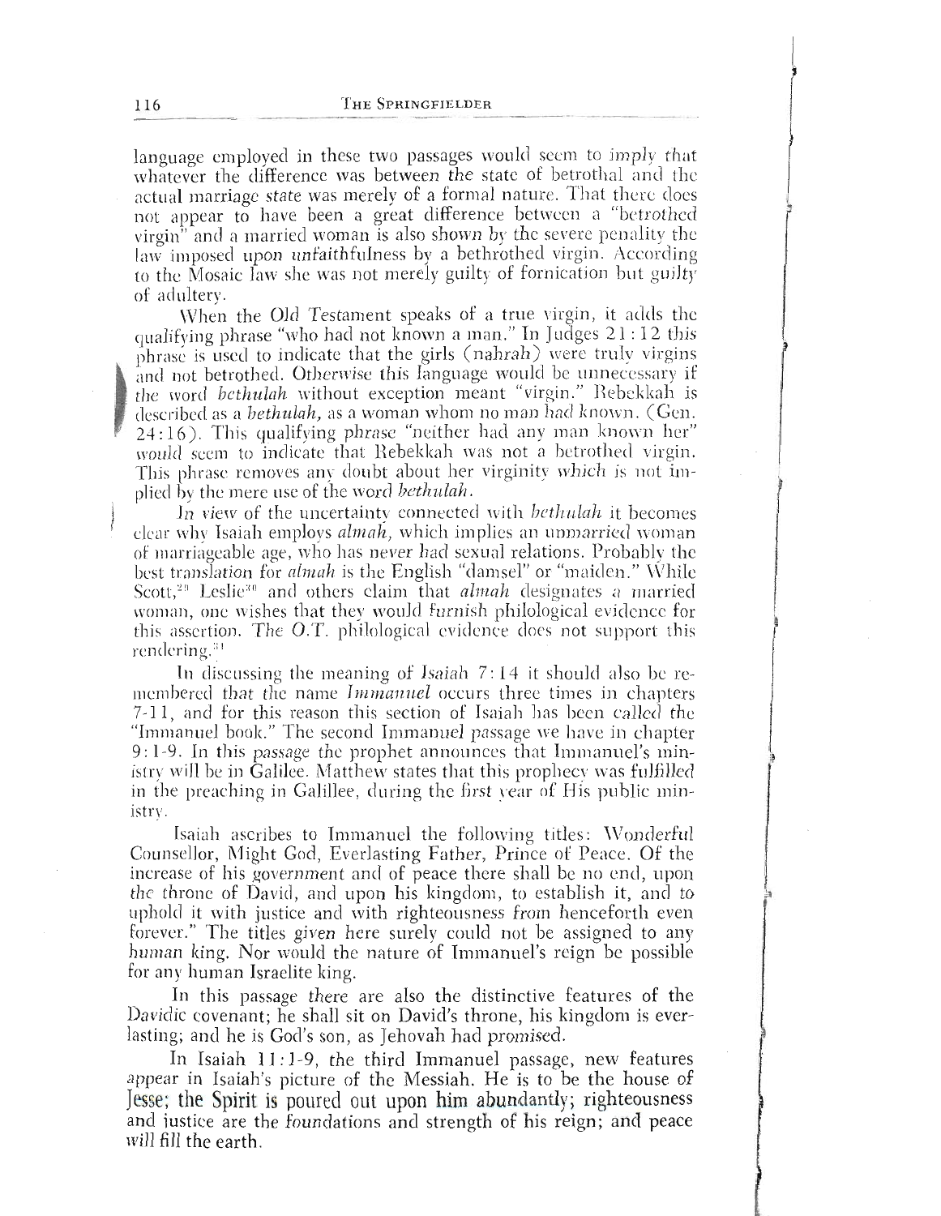language employed in these two passages would seem to imply that whatever the difference was between the state of betrothal and the actual marriage state was merely of a formal nature. That there does not appear to have been a great difference between a "betrothed virgin" and a married woman is also shown by the severe penality the law imposed upon unfaithfulness by a bethrothed virgin. According to the Mosaic law she was not merely guilty of fornication but guilty of adultery.

When the Old Testament speaks of a true virgin, it adds the qualifying phrase "who had not known a man." In Judges 21:12 this phrase is used to indicate that the girls (*nahrah*) were truly virgins and not betrothed. Otherwise this language would be unnecessary if the word *bethulah* without exception meant "virgin." Rebekkah is described as a *bethulah*, as a woman whom no man had known. (Gen. 24:16). This qualifying phrase "neither had any man known her" would seem to indicate that Rebekkah was not a betrothed virgin. This phrase removes any doubt about her virginity which is not implied by the mere use of the word *bethulah*.

In view of the uncertainty connected with *bethulah* it becomes clear why Isaiah employs *almah*, which implies an unmarried woman of marriageable age, who has never had sexual relations. Probably the best translation for *almah* is the English "damsel" or "maiden." While Scott,[29] Leslie[30] and others claim that *almah* designates a married woman, one wishes that they would furnish philological evidence for this assertion. The O.T. philological evidence does not support this rendering.[31]

In discussing the meaning of Isaiah 7:14 it should also be remembered that the name *Immanuel* occurs three times in chapters 7-11, and for this reason this section of Isaiah has been called the "Immanuel book." The second Immanuel passage we have in chapter 9:1-9. In this passage the prophet announces that Immanuel's ministry will be in Galilee. Matthew states that this prophecy was fulfilled in the preaching in Galillee, during the first year of His public ministry.

Isaiah ascribes to Immanuel the following titles: Wonderful Counsellor, Might God, Everlasting Father, Prince of Peace. Of the increase of his government and of peace there shall be no end, upon the throne of David, and upon his kingdom, to establish it, and to uphold it with justice and with righteousness from henceforth even forever." The titles given here surely could not be assigned to any human king. Nor would the nature of Immanuel's reign be possible for any human Israelite king.

In this passage there are also the distinctive features of the Davidic covenant; he shall sit on David's throne, his kingdom is everlasting; and he is God's son, as Jehovah had promised.

In Isaiah 11:1-9, the third Immanuel passage, new features appear in Isaiah's picture of the Messiah. He is to be the house of Jesse; the Spirit is poured out upon him abundantly; righteousness and justice are the foundations and strength of his reign; and peace will fill the earth.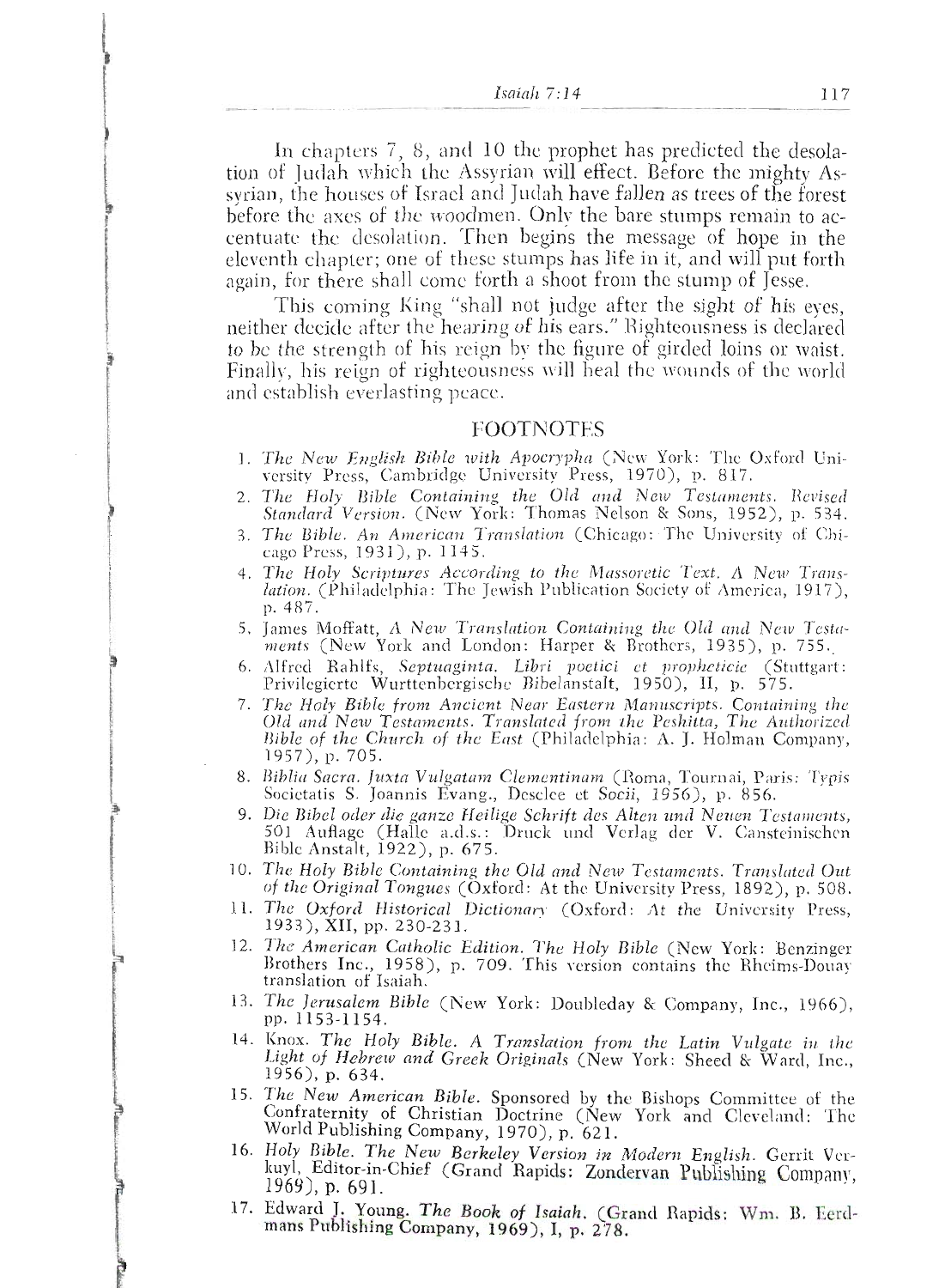In chapters 7, 8, and 10 the prophet has predicted the desolation of Judah which the Assyrian will effect. Before the mighty Assyrian, the houses of Israel and Judah have fallen as trees of the forest before the axes of the woodmen. Only the bare stumps remain to accentuate the desolation. Then begins the message of hope in the eleventh chapter; one of these stumps has life in it, and will put forth again, for there shall come forth a shoot from the stump of Jesse.

This coming King "shall not judge after the sight of his eyes, neither decide after the hearing of his ears." Righteousness is declared to be the strength of his reign by the figure of girded loins or waist. Finally, his reign of righteousness will heal the wounds of the world and establish everlasting peace.

## FOOTNOTES

1. *The New English Bible with Apocrypha* (New York: The Oxford University Press, Cambridge University Press, 1970), p. 817.
2. *The Holy Bible Containing the Old and New Testaments. Revised Standard Version.* (New York: Thomas Nelson & Sons, 1952), p. 534.
3. *The Bible. An American Translation* (Chicago: The University of Chicago Press, 1931), p. 1145.
4. *The Holy Scriptures According to the Massoretic Text. A New Translation.* (Philadelphia: The Jewish Publication Society of America, 1917), p. 487.
5. James Moffatt, *A New Translation Containing the Old and New Testaments* (New York and London: Harper & Brothers, 1935), p. 755.
6. Alfred Rahlfs, *Septuaginta. Libri poetici et propheticie* (Stuttgart: Privilegierte Wurttenbergische Bibelanstalt, 1950), II, p. 575.
7. *The Holy Bible from Ancient Near Eastern Manuscripts. Containing the Old and New Testaments. Translated from the Peshitta, The Authorized Bible of the Church of the East* (Philadelphia: A. J. Holman Company, 1957), p. 705.
8. *Biblia Sacra. Juxta Vulgatam Clementinam* (Roma, Tournai, Paris: Typis Societatis S. Joannis Evang., Desclee et Socii, 1956), p. 856.
9. *Die Bibel oder die ganze Heilige Schrift des Alten und Neuen Testaments,* 501 Auflage (Halle a.d.s.: Druck und Verlag der V. Cansteinischen Bible Anstalt, 1922), p. 675.
10. *The Holy Bible Containing the Old and New Testaments. Translated Out of the Original Tongues* (Oxford: At the University Press, 1892), p. 508.
11. *The Oxford Historical Dictionary* (Oxford: At the University Press, 1933), XII, pp. 230-231.
12. *The American Catholic Edition. The Holy Bible* (New York: Benzinger Brothers Inc., 1958), p. 709. This version contains the Rheims-Douay translation of Isaiah.
13. *The Jerusalem Bible* (New York: Doubleday & Company, Inc., 1966), pp. 1153-1154.
14. Knox. *The Holy Bible. A Translation from the Latin Vulgate in the Light of Hebrew and Greek Originals* (New York: Sheed & Ward, Inc., 1956), p. 634.
15. *The New American Bible.* Sponsored by the Bishops Committee of the Confraternity of Christian Doctrine (New York and Cleveland: The World Publishing Company, 1970), p. 621.
16. *Holy Bible. The New Berkeley Version in Modern English.* Gerrit Verkuyl, Editor-in-Chief (Grand Rapids: Zondervan Publishing Company, 1969), p. 691.
17. Edward J. Young. *The Book of Isaiah.* (Grand Rapids: Wm. B. Eerdmans Publishing Company, 1969), I, p. 278.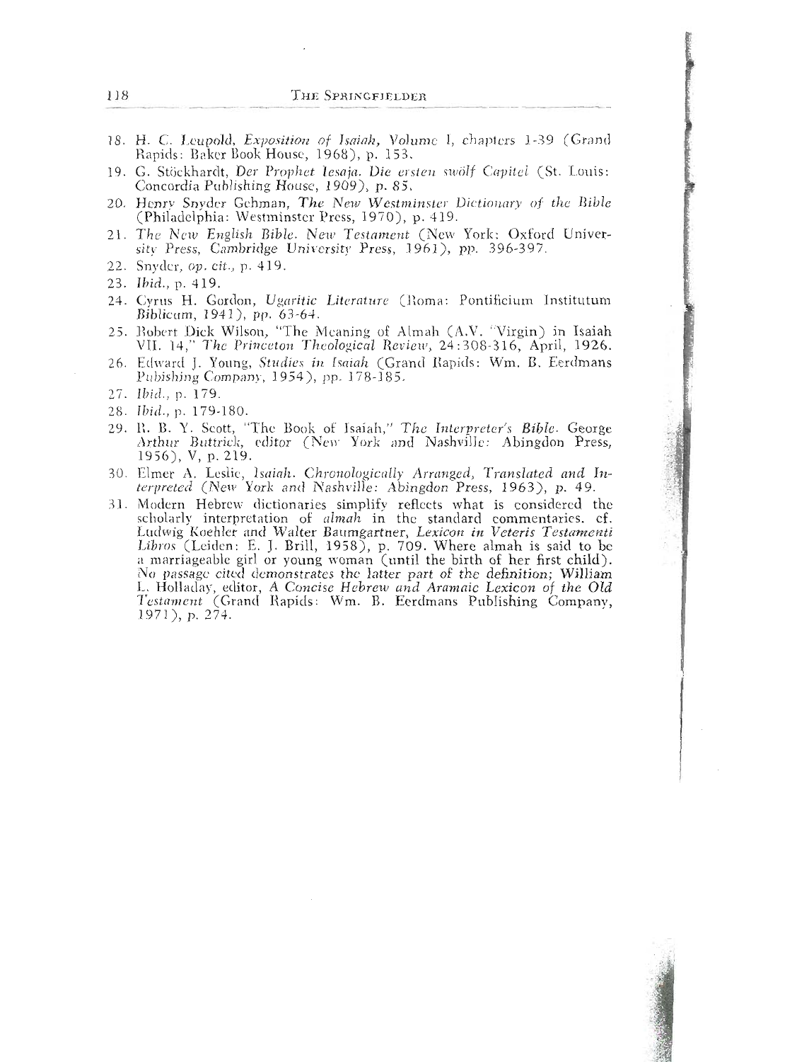18. H. C. Leupold, *Exposition of Isaiah*, Volume I, chapters 1-39 (Grand Rapids: Baker Book House, 1968), p. 153.
19. G. Stöckhardt, *Der Prophet Iesaja. Die ersten zwölf Capitel* (St. Louis: Concordia Publishing House, 1909), p. 85.
20. Henry Snyder Gehman, *The New Westminster Dictionary of the Bible* (Philadelphia: Westminster Press, 1970), p. 419.
21. *The New English Bible. New Testament* (New York: Oxford University Press, Cambridge University Press, 1961), pp. 396-397.
22. Snyder, *op. cit.*, p. 419.
23. *Ibid.*, p. 419.
24. Cyrus H. Gordon, *Ugaritic Literature* (Roma: Pontificium Institutum Biblicum, 1941), pp. 63-64.
25. Robert Dick Wilson, "The Meaning of Almah (A.V. 'Virgin) in Isaiah VII. 14," *The Princeton Theological Review*, 24:308-316, April, 1926.
26. Edward J. Young, *Studies in Isaiah* (Grand Rapids: Wm. B. Eerdmans Pubishing Company, 1954), pp. 178-185.
27. *Ibid.*, p. 179.
28. *Ibid.*, p. 179-180.
29. R. B. Y. Scott, "The Book of Isaiah," *The Interpreter's Bible*. George Arthur Buttrick, editor (New York and Nashville: Abingdon Press, 1956), V, p. 219.
30. Elmer A. Leslie, *Isaiah. Chronologically Arranged, Translated and Interpreted* (New York and Nashville: Abingdon Press, 1963), p. 49.
31. Modern Hebrew dictionaries simplify reflects what is considered the scholarly interpretation of *almah* in the standard commentaries. cf. Ludwig Koehler and Walter Baumgartner, *Lexicon in Veteris Testamenti Libros* (Leiden: E. J. Brill, 1958), p. 709. Where almah is said to be a marriageable girl or young woman (until the birth of her first child). No passage cited demonstrates the latter part of the definition; William L. Holladay, editor, *A Concise Hebrew and Aramaic Lexicon of the Old Testament* (Grand Rapids: Wm. B. Eerdmans Publishing Company, 1971), p. 274.